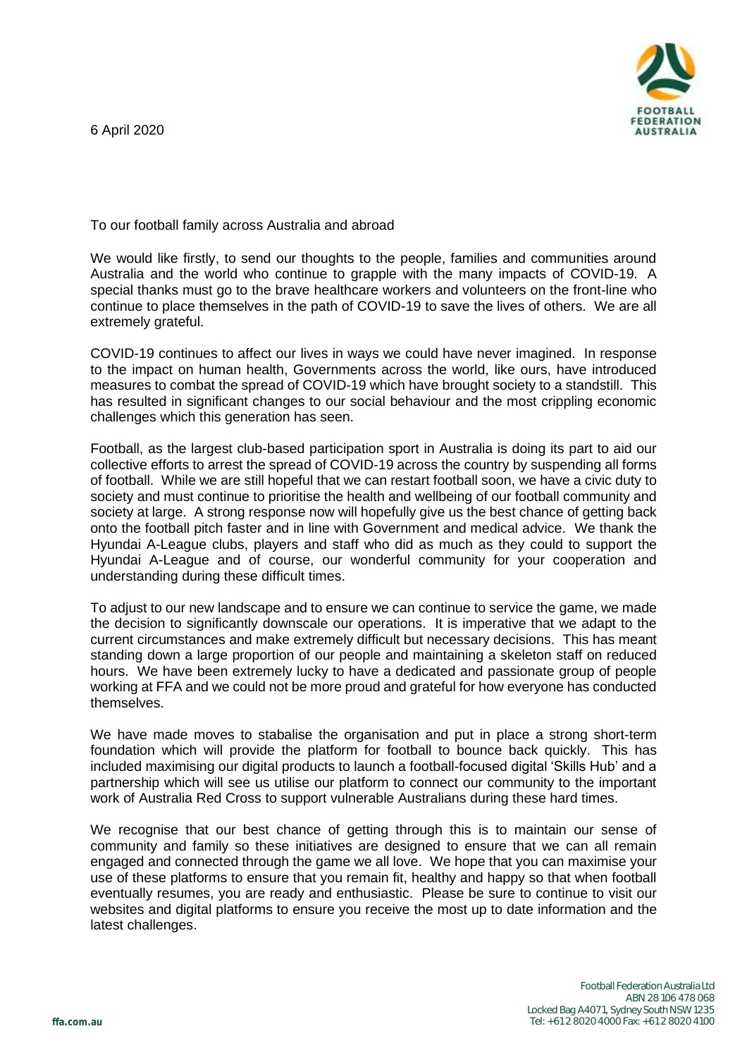6 April 2020

To our football family across Australia and abroad

We would like firstly, to send our thoughts to the people, families and communities around Australia and the world who continue to grapple with the many impacts of COVID-19. A special thanks must go to the brave healthcare workers and volunteers on the front-line who continue to place themselves in the path of COVID-19 to save the lives of others. We are all extremely grateful.

COVID-19 continues to affect our lives in ways we could have never imagined. In response to the impact on human health, Governments across the world, like ours, have introduced measures to combat the spread of COVID-19 which have brought society to a standstill. This has resulted in significant changes to our social behaviour and the most crippling economic challenges which this generation has seen.

Football, as the largest club-based participation sport in Australia is doing its part to aid our collective efforts to arrest the spread of COVID-19 across the country by suspending all forms of football. While we are still hopeful that we can restart football soon, we have a civic duty to society and must continue to prioritise the health and wellbeing of our football community and society at large. A strong response now will hopefully give us the best chance of getting back onto the football pitch faster and in line with Government and medical advice. We thank the Hyundai A-League clubs, players and staff who did as much as they could to support the Hyundai A-League and of course, our wonderful community for your cooperation and understanding during these difficult times.

To adjust to our new landscape and to ensure we can continue to service the game, we made the decision to significantly downscale our operations. It is imperative that we adapt to the current circumstances and make extremely difficult but necessary decisions. This has meant standing down a large proportion of our people and maintaining a skeleton staff on reduced hours. We have been extremely lucky to have a dedicated and passionate group of people working at FFA and we could not be more proud and grateful for how everyone has conducted themselves.

We have made moves to stabalise the organisation and put in place a strong short-term foundation which will provide the platform for football to bounce back quickly. This has included maximising our digital products to launch a football-focused digital 'Skills Hub' and a partnership which will see us utilise our platform to connect our community to the important work of Australia Red Cross to support vulnerable Australians during these hard times.

We recognise that our best chance of getting through this is to maintain our sense of community and family so these initiatives are designed to ensure that we can all remain engaged and connected through the game we all love. We hope that you can maximise your use of these platforms to ensure that you remain fit, healthy and happy so that when football eventually resumes, you are ready and enthusiastic. Please be sure to continue to visit our websites and digital platforms to ensure you receive the most up to date information and the latest challenges.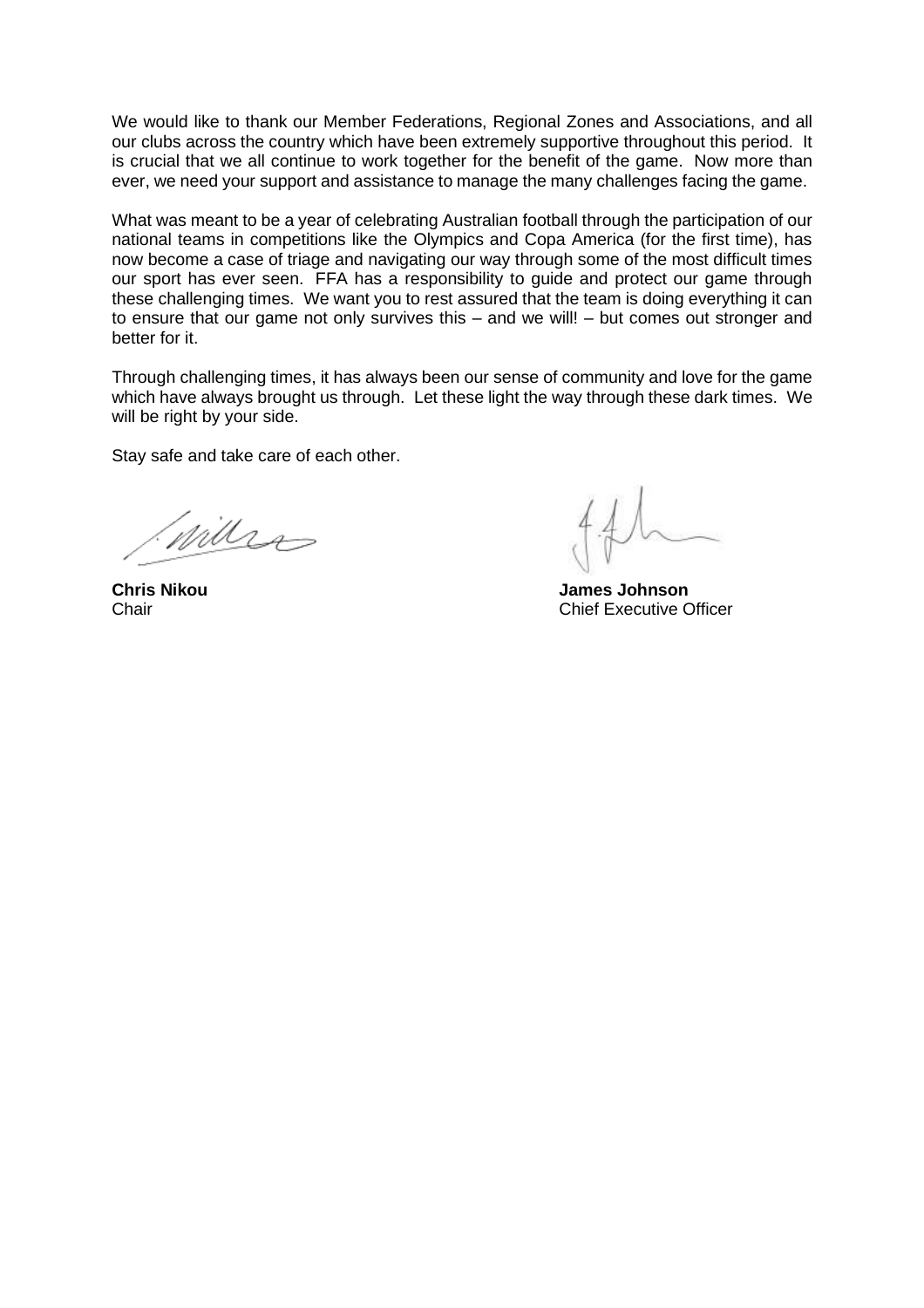We would like to thank our Member Federations, Regional Zones and Associations, and all our clubs across the country which have been extremely supportive throughout this period. It is crucial that we all continue to work together for the benefit of the game. Now more than ever, we need your support and assistance to manage the many challenges facing the game.

What was meant to be a year of celebrating Australian football through the participation of our national teams in competitions like the Olympics and Copa America (for the first time), has now become a case of triage and navigating our way through some of the most difficult times our sport has ever seen. FFA has a responsibility to guide and protect our game through these challenging times. We want you to rest assured that the team is doing everything it can to ensure that our game not only survives this – and we will! – but comes out stronger and better for it.

Through challenging times, it has always been our sense of community and love for the game which have always brought us through. Let these light the way through these dark times. We will be right by your side.

Stay safe and take care of each other.

**Chris Nikou**
Chair

**James Johnson**
Chief Executive Officer